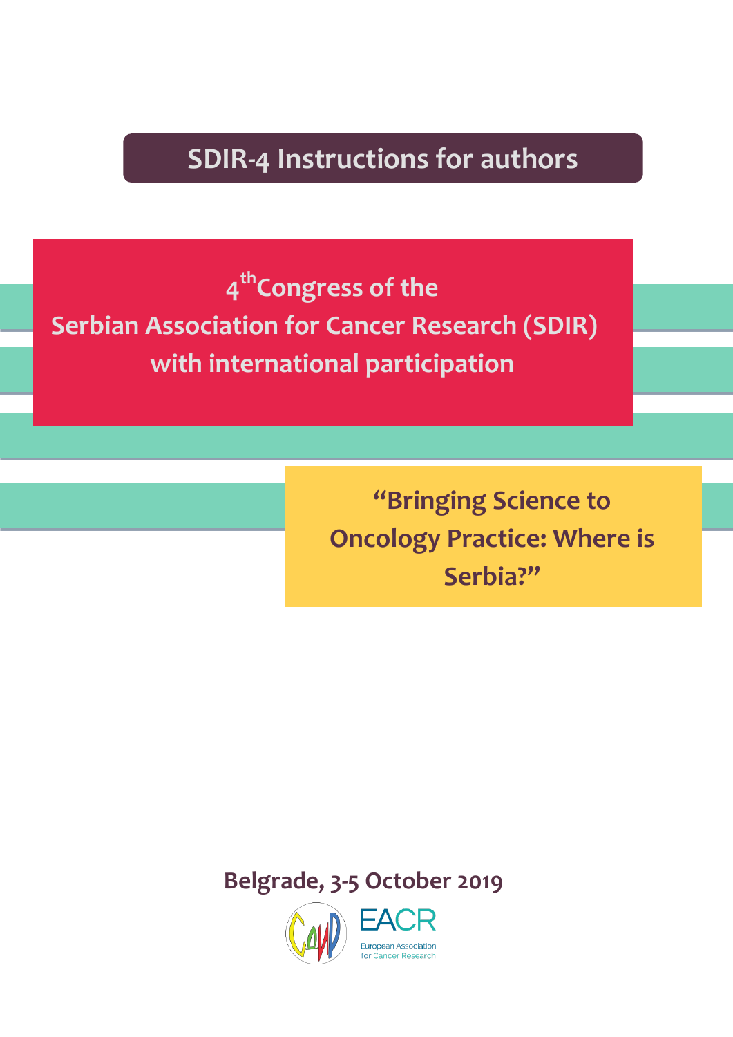# SDIR-4 Instructions for authors

## 4th Congress of the Serbian Association for Cancer Research (SDIR) with international participation

### "Bringing Science to Oncology Practice: Where is Serbia?"

**Belgrade, 3-5 October 2019**

EACR

European Association for Cancer Research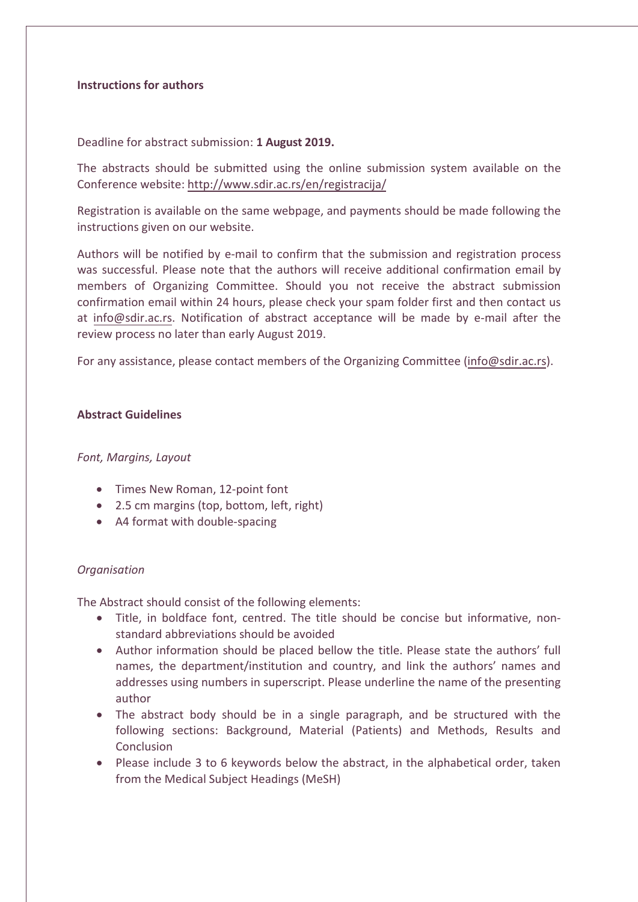**Instructions for authors**

Deadline for abstract submission: **1 August 2019.**

The abstracts should be submitted using the online submission system available on the Conference website: http://www.sdir.ac.rs/en/registracija/

Registration is available on the same webpage, and payments should be made following the instructions given on our website.

Authors will be notified by e-mail to confirm that the submission and registration process was successful. Please note that the authors will receive additional confirmation email by members of Organizing Committee. Should you not receive the abstract submission confirmation email within 24 hours, please check your spam folder first and then contact us at info@sdir.ac.rs. Notification of abstract acceptance will be made by e-mail after the review process no later than early August 2019.

For any assistance, please contact members of the Organizing Committee (info@sdir.ac.rs).

**Abstract Guidelines**

*Font, Margins, Layout*

- Times New Roman, 12-point font
- 2.5 cm margins (top, bottom, left, right)
- A4 format with double-spacing

*Organisation*

The Abstract should consist of the following elements:

- Title, in boldface font, centred. The title should be concise but informative, non-standard abbreviations should be avoided
- Author information should be placed bellow the title. Please state the authors' full names, the department/institution and country, and link the authors' names and addresses using numbers in superscript. Please underline the name of the presenting author
- The abstract body should be in a single paragraph, and be structured with the following sections: Background, Material (Patients) and Methods, Results and Conclusion
- Please include 3 to 6 keywords below the abstract, in the alphabetical order, taken from the Medical Subject Headings (MeSH)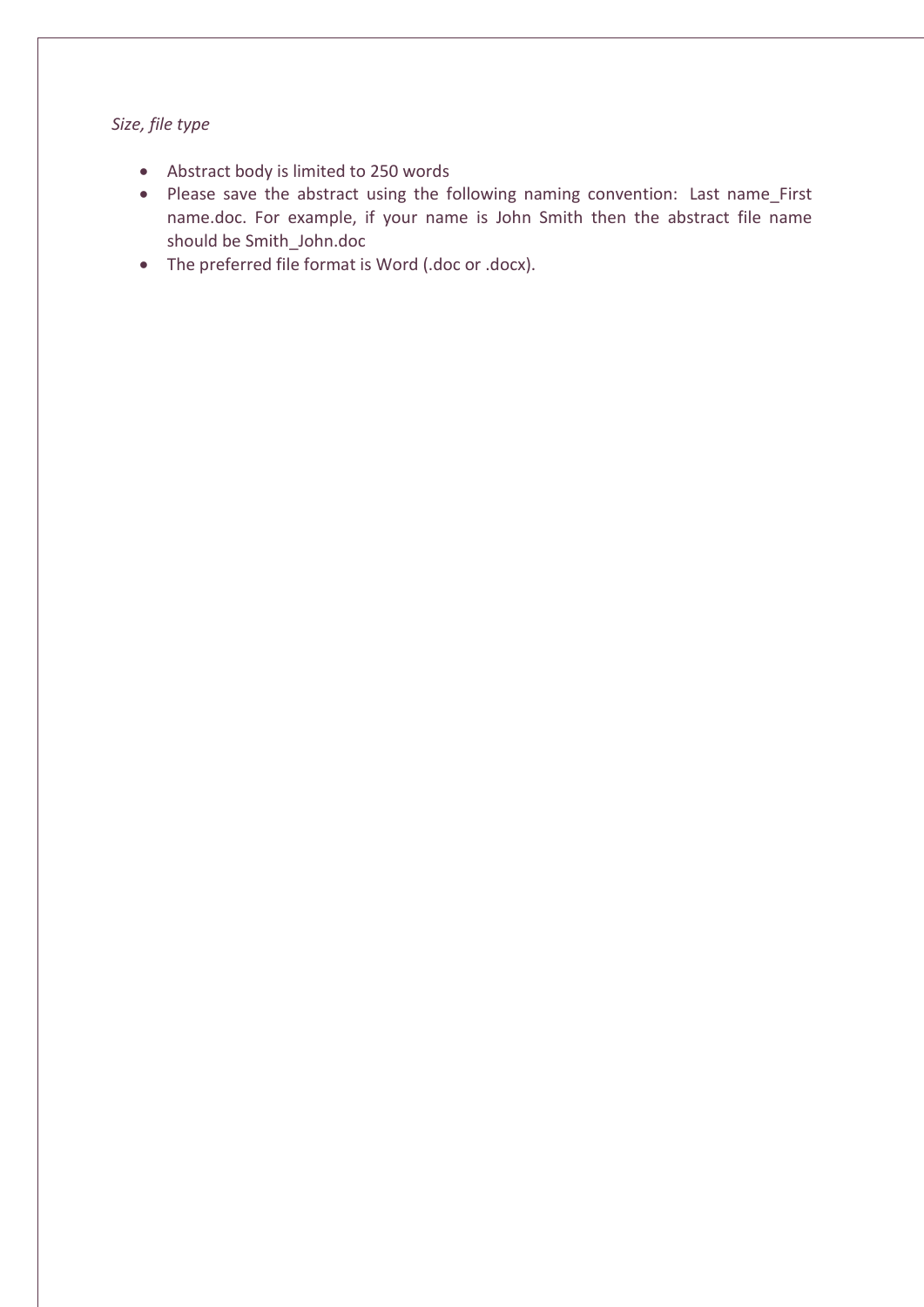*Size, file type*

- Abstract body is limited to 250 words
- Please save the abstract using the following naming convention: Last name_First name.doc. For example, if your name is John Smith then the abstract file name should be Smith_John.doc
- The preferred file format is Word (.doc or .docx).